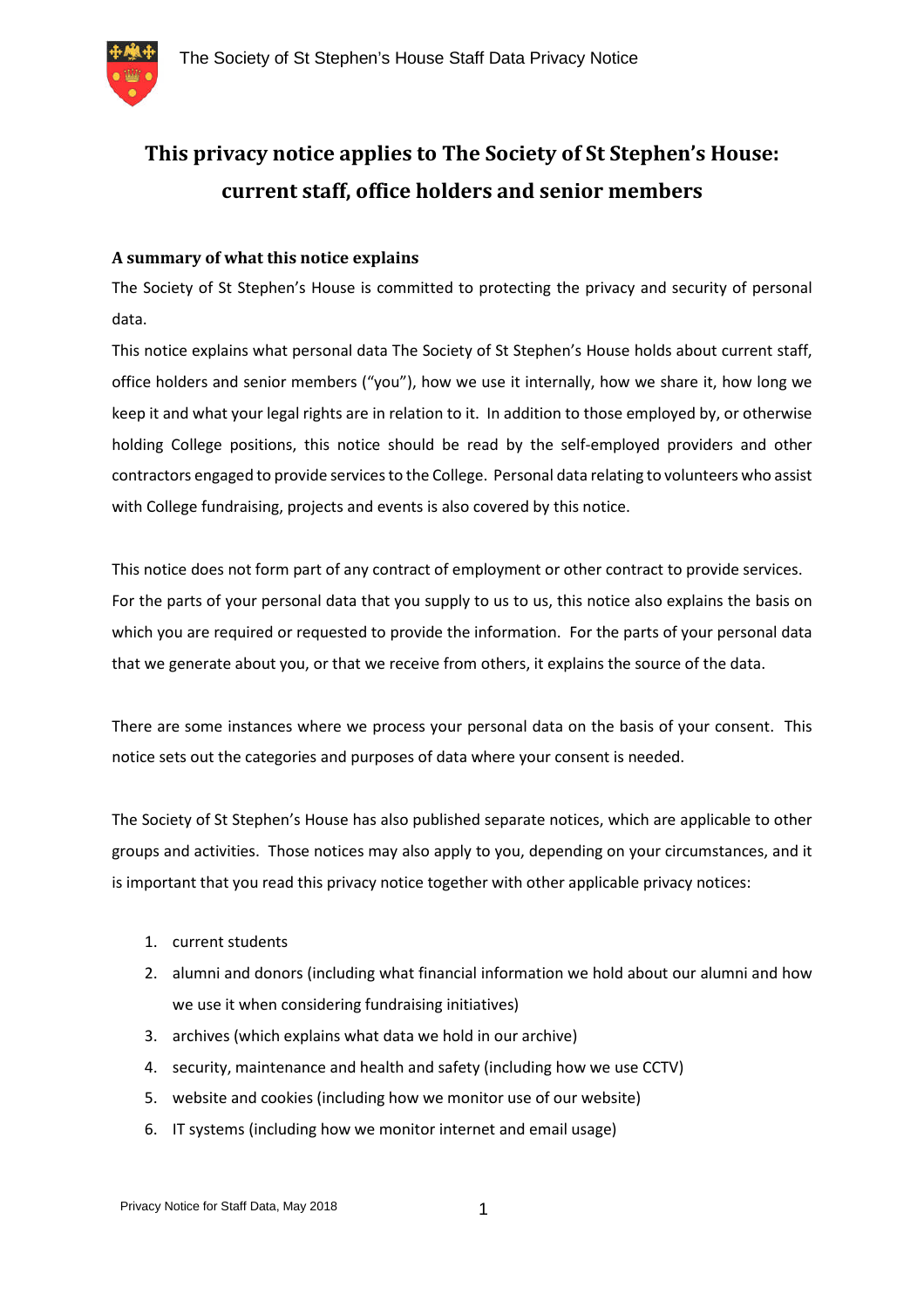# This privacy notice applies to The Society of St Stephen's House: current staff, office holders and senior members

### A summary of what this notice explains

The Society of St Stephen's House is committed to protecting the privacy and security of personal data.

This notice explains what personal data The Society of St Stephen's House holds about current staff, office holders and senior members ("you"), how we use it internally, how we share it, how long we keep it and what your legal rights are in relation to it. In addition to those employed by, or otherwise holding College positions, this notice should be read by the self-employed providers and other contractors engaged to provide services to the College. Personal data relating to volunteers who assist with College fundraising, projects and events is also covered by this notice.

This notice does not form part of any contract of employment or other contract to provide services. For the parts of your personal data that you supply to us to us, this notice also explains the basis on which you are required or requested to provide the information. For the parts of your personal data that we generate about you, or that we receive from others, it explains the source of the data.

There are some instances where we process your personal data on the basis of your consent. This notice sets out the categories and purposes of data where your consent is needed.

The Society of St Stephen's House has also published separate notices, which are applicable to other groups and activities. Those notices may also apply to you, depending on your circumstances, and it is important that you read this privacy notice together with other applicable privacy notices:

1. current students
2. alumni and donors (including what financial information we hold about our alumni and how we use it when considering fundraising initiatives)
3. archives (which explains what data we hold in our archive)
4. security, maintenance and health and safety (including how we use CCTV)
5. website and cookies (including how we monitor use of our website)
6. IT systems (including how we monitor internet and email usage)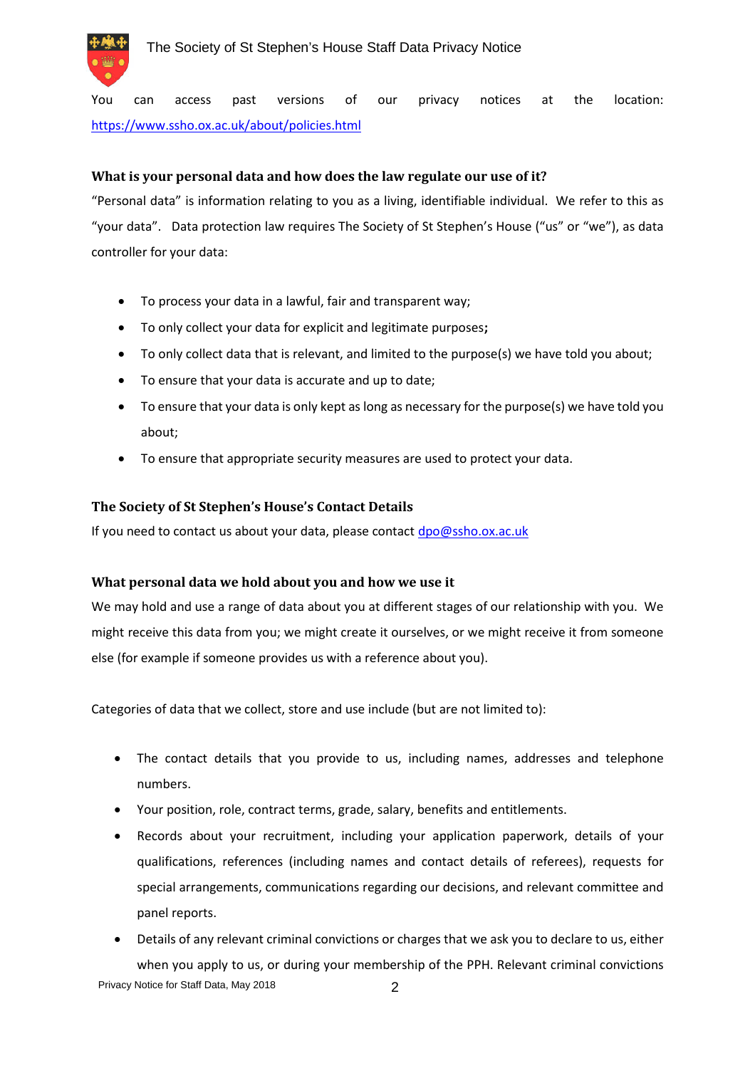You can access past versions of our privacy notices at the location: https://www.ssho.ox.ac.uk/about/policies.html

### What is your personal data and how does the law regulate our use of it?

"Personal data" is information relating to you as a living, identifiable individual. We refer to this as "your data". Data protection law requires The Society of St Stephen's House ("us" or "we"), as data controller for your data:

- To process your data in a lawful, fair and transparent way;
- To only collect your data for explicit and legitimate purposes**;**
- To only collect data that is relevant, and limited to the purpose(s) we have told you about;
- To ensure that your data is accurate and up to date;
- To ensure that your data is only kept as long as necessary for the purpose(s) we have told you about;
- To ensure that appropriate security measures are used to protect your data.

### The Society of St Stephen's House's Contact Details

If you need to contact us about your data, please contact dpo@ssho.ox.ac.uk

### What personal data we hold about you and how we use it

We may hold and use a range of data about you at different stages of our relationship with you. We might receive this data from you; we might create it ourselves, or we might receive it from someone else (for example if someone provides us with a reference about you).

Categories of data that we collect, store and use include (but are not limited to):

- The contact details that you provide to us, including names, addresses and telephone numbers.
- Your position, role, contract terms, grade, salary, benefits and entitlements.
- Records about your recruitment, including your application paperwork, details of your qualifications, references (including names and contact details of referees), requests for special arrangements, communications regarding our decisions, and relevant committee and panel reports.
- Details of any relevant criminal convictions or charges that we ask you to declare to us, either when you apply to us, or during your membership of the PPH. Relevant criminal convictions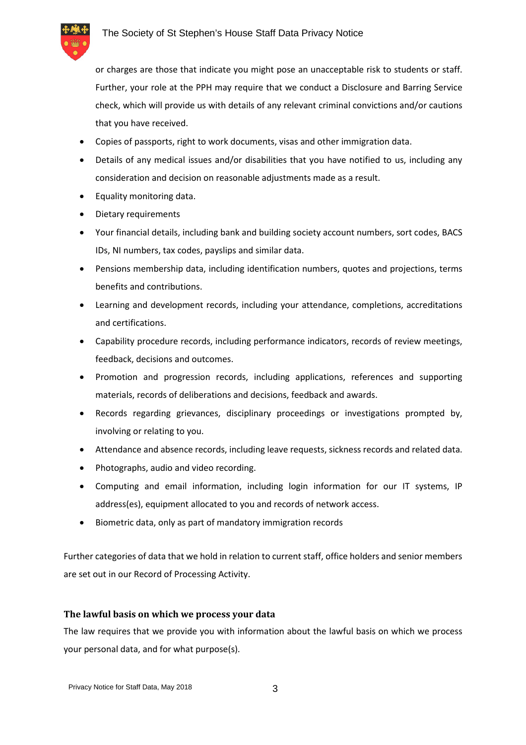or charges are those that indicate you might pose an unacceptable risk to students or staff. Further, your role at the PPH may require that we conduct a Disclosure and Barring Service check, which will provide us with details of any relevant criminal convictions and/or cautions that you have received.

- Copies of passports, right to work documents, visas and other immigration data.
- Details of any medical issues and/or disabilities that you have notified to us, including any consideration and decision on reasonable adjustments made as a result.
- Equality monitoring data.
- Dietary requirements
- Your financial details, including bank and building society account numbers, sort codes, BACS IDs, NI numbers, tax codes, payslips and similar data.
- Pensions membership data, including identification numbers, quotes and projections, terms benefits and contributions.
- Learning and development records, including your attendance, completions, accreditations and certifications.
- Capability procedure records, including performance indicators, records of review meetings, feedback, decisions and outcomes.
- Promotion and progression records, including applications, references and supporting materials, records of deliberations and decisions, feedback and awards.
- Records regarding grievances, disciplinary proceedings or investigations prompted by, involving or relating to you.
- Attendance and absence records, including leave requests, sickness records and related data.
- Photographs, audio and video recording.
- Computing and email information, including login information for our IT systems, IP address(es), equipment allocated to you and records of network access.
- Biometric data, only as part of mandatory immigration records

Further categories of data that we hold in relation to current staff, office holders and senior members are set out in our Record of Processing Activity.

### The lawful basis on which we process your data

The law requires that we provide you with information about the lawful basis on which we process your personal data, and for what purpose(s).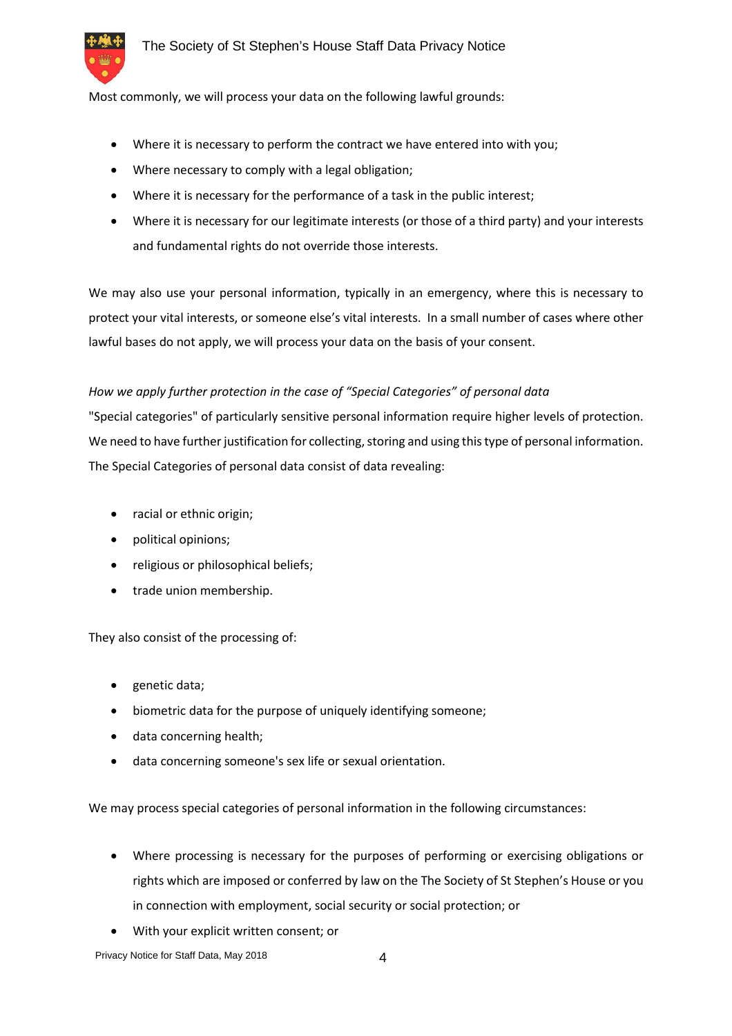Most commonly, we will process your data on the following lawful grounds:

- Where it is necessary to perform the contract we have entered into with you;
- Where necessary to comply with a legal obligation;
- Where it is necessary for the performance of a task in the public interest;
- Where it is necessary for our legitimate interests (or those of a third party) and your interests and fundamental rights do not override those interests.

We may also use your personal information, typically in an emergency, where this is necessary to protect your vital interests, or someone else's vital interests. In a small number of cases where other lawful bases do not apply, we will process your data on the basis of your consent.

*How we apply further protection in the case of "Special Categories" of personal data*

"Special categories" of particularly sensitive personal information require higher levels of protection. We need to have further justification for collecting, storing and using this type of personal information. The Special Categories of personal data consist of data revealing:

- racial or ethnic origin;
- political opinions;
- religious or philosophical beliefs;
- trade union membership.

They also consist of the processing of:

- genetic data;
- biometric data for the purpose of uniquely identifying someone;
- data concerning health;
- data concerning someone's sex life or sexual orientation.

We may process special categories of personal information in the following circumstances:

- Where processing is necessary for the purposes of performing or exercising obligations or rights which are imposed or conferred by law on the The Society of St Stephen's House or you in connection with employment, social security or social protection; or
- With your explicit written consent; or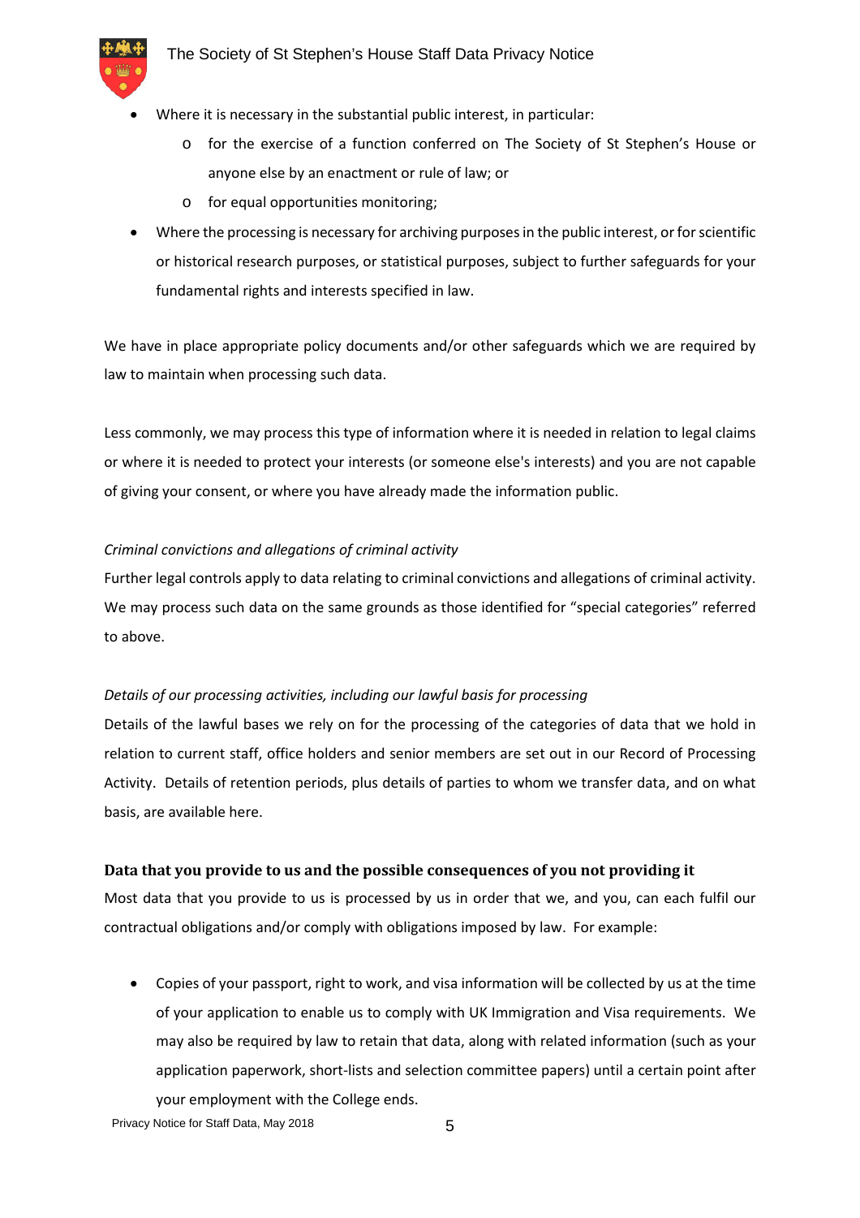- Where it is necessary in the substantial public interest, in particular:
    - for the exercise of a function conferred on The Society of St Stephen's House or anyone else by an enactment or rule of law; or
    - for equal opportunities monitoring;
- Where the processing is necessary for archiving purposes in the public interest, or for scientific or historical research purposes, or statistical purposes, subject to further safeguards for your fundamental rights and interests specified in law.

We have in place appropriate policy documents and/or other safeguards which we are required by law to maintain when processing such data.

Less commonly, we may process this type of information where it is needed in relation to legal claims or where it is needed to protect your interests (or someone else's interests) and you are not capable of giving your consent, or where you have already made the information public.

*Criminal convictions and allegations of criminal activity*

Further legal controls apply to data relating to criminal convictions and allegations of criminal activity. We may process such data on the same grounds as those identified for "special categories" referred to above.

*Details of our processing activities, including our lawful basis for processing*

Details of the lawful bases we rely on for the processing of the categories of data that we hold in relation to current staff, office holders and senior members are set out in our Record of Processing Activity. Details of retention periods, plus details of parties to whom we transfer data, and on what basis, are available here.

**Data that you provide to us and the possible consequences of you not providing it**

Most data that you provide to us is processed by us in order that we, and you, can each fulfil our contractual obligations and/or comply with obligations imposed by law. For example:

- Copies of your passport, right to work, and visa information will be collected by us at the time of your application to enable us to comply with UK Immigration and Visa requirements. We may also be required by law to retain that data, along with related information (such as your application paperwork, short-lists and selection committee papers) until a certain point after your employment with the College ends.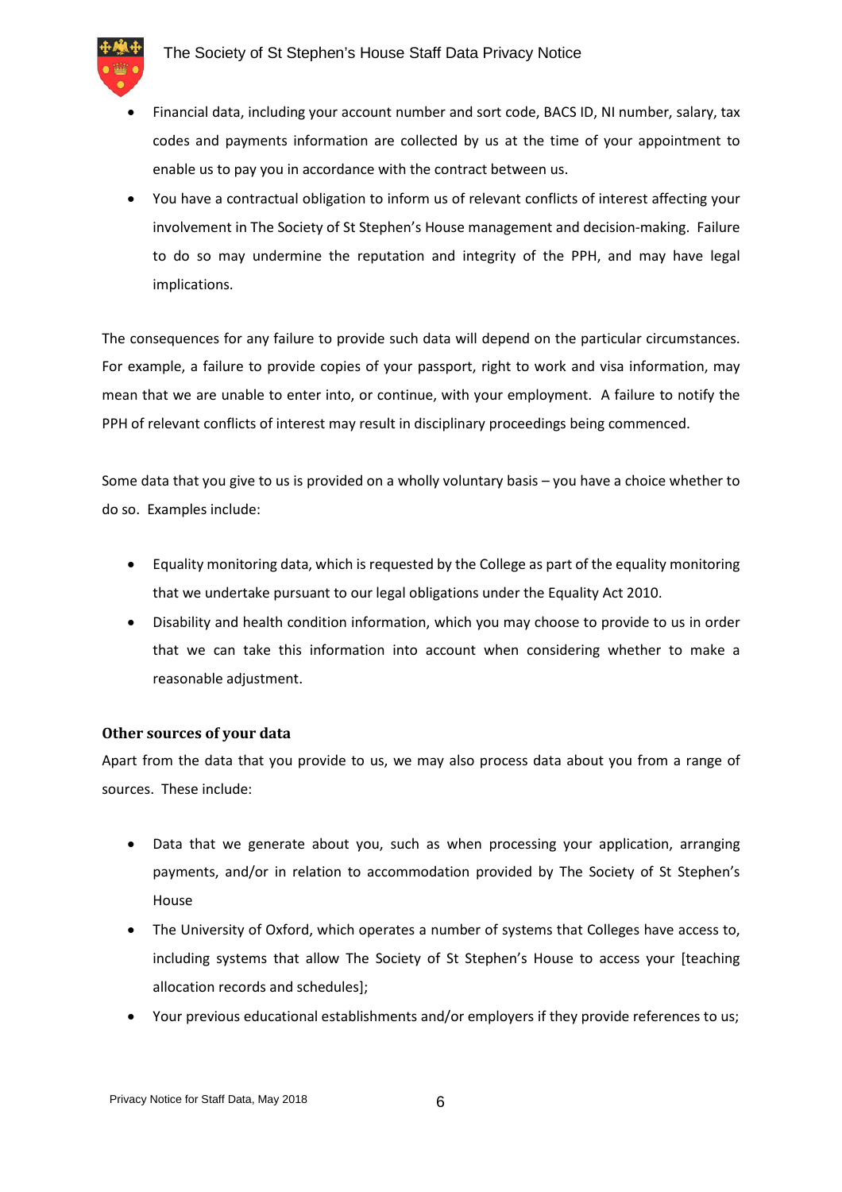- Financial data, including your account number and sort code, BACS ID, NI number, salary, tax codes and payments information are collected by us at the time of your appointment to enable us to pay you in accordance with the contract between us.
- You have a contractual obligation to inform us of relevant conflicts of interest affecting your involvement in The Society of St Stephen's House management and decision-making. Failure to do so may undermine the reputation and integrity of the PPH, and may have legal implications.

The consequences for any failure to provide such data will depend on the particular circumstances. For example, a failure to provide copies of your passport, right to work and visa information, may mean that we are unable to enter into, or continue, with your employment. A failure to notify the PPH of relevant conflicts of interest may result in disciplinary proceedings being commenced.

Some data that you give to us is provided on a wholly voluntary basis – you have a choice whether to do so. Examples include:

- Equality monitoring data, which is requested by the College as part of the equality monitoring that we undertake pursuant to our legal obligations under the Equality Act 2010.
- Disability and health condition information, which you may choose to provide to us in order that we can take this information into account when considering whether to make a reasonable adjustment.

### Other sources of your data

Apart from the data that you provide to us, we may also process data about you from a range of sources. These include:

- Data that we generate about you, such as when processing your application, arranging payments, and/or in relation to accommodation provided by The Society of St Stephen's House
- The University of Oxford, which operates a number of systems that Colleges have access to, including systems that allow The Society of St Stephen's House to access your [teaching allocation records and schedules];
- Your previous educational establishments and/or employers if they provide references to us;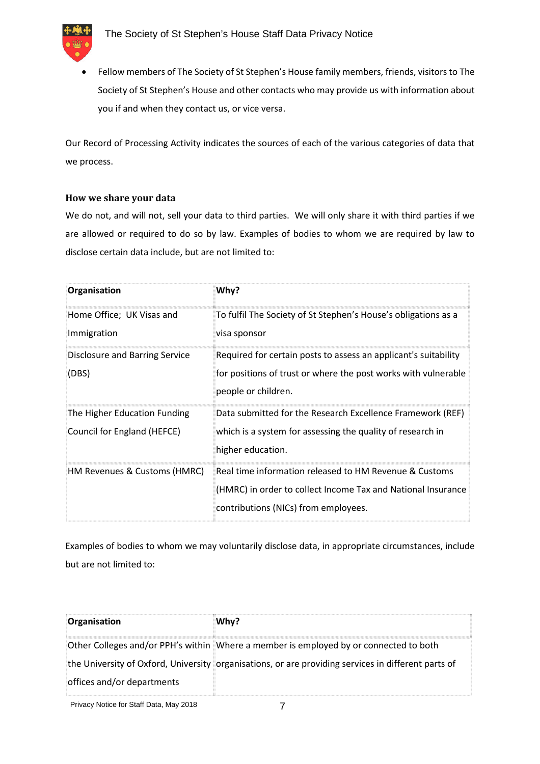- Fellow members of The Society of St Stephen's House family members, friends, visitors to The Society of St Stephen's House and other contacts who may provide us with information about you if and when they contact us, or vice versa.

Our Record of Processing Activity indicates the sources of each of the various categories of data that we process.

### How we share your data

We do not, and will not, sell your data to third parties. We will only share it with third parties if we are allowed or required to do so by law. Examples of bodies to whom we are required by law to disclose certain data include, but are not limited to:

| Organisation | Why? |
|---|---|
| Home Office; UK Visas and Immigration | To fulfil The Society of St Stephen's House's obligations as a visa sponsor |
| Disclosure and Barring Service (DBS) | Required for certain posts to assess an applicant's suitability for positions of trust or where the post works with vulnerable people or children. |
| The Higher Education Funding Council for England (HEFCE) | Data submitted for the Research Excellence Framework (REF) which is a system for assessing the quality of research in higher education. |
| HM Revenues & Customs (HMRC) | Real time information released to HM Revenue & Customs (HMRC) in order to collect Income Tax and National Insurance contributions (NICs) from employees. |

Examples of bodies to whom we may voluntarily disclose data, in appropriate circumstances, include but are not limited to:

| Organisation | Why? |
|---|---|
| Other Colleges and/or PPH's within the University of Oxford, University offices and/or departments | Where a member is employed by or connected to both organisations, or are providing services in different parts of |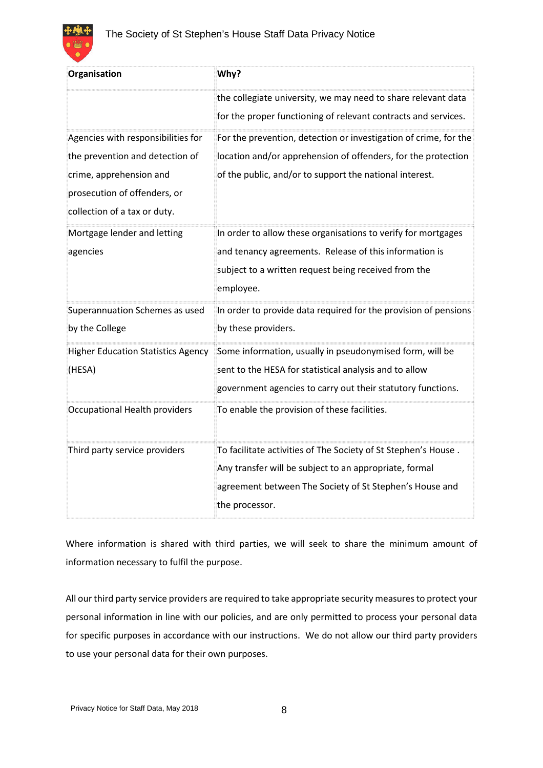| Organisation | Why? |
|---|---|
| | the collegiate university, we may need to share relevant data for the proper functioning of relevant contracts and services. |
| Agencies with responsibilities for the prevention and detection of crime, apprehension and prosecution of offenders, or collection of a tax or duty. | For the prevention, detection or investigation of crime, for the location and/or apprehension of offenders, for the protection of the public, and/or to support the national interest. |
| Mortgage lender and letting agencies | In order to allow these organisations to verify for mortgages and tenancy agreements. Release of this information is subject to a written request being received from the employee. |
| Superannuation Schemes as used by the College | In order to provide data required for the provision of pensions by these providers. |
| Higher Education Statistics Agency (HESA) | Some information, usually in pseudonymised form, will be sent to the HESA for statistical analysis and to allow government agencies to carry out their statutory functions. |
| Occupational Health providers | To enable the provision of these facilities. |
| Third party service providers | To facilitate activities of The Society of St Stephen's House . Any transfer will be subject to an appropriate, formal agreement between The Society of St Stephen's House and the processor. |

Where information is shared with third parties, we will seek to share the minimum amount of information necessary to fulfil the purpose.

All our third party service providers are required to take appropriate security measures to protect your personal information in line with our policies, and are only permitted to process your personal data for specific purposes in accordance with our instructions. We do not allow our third party providers to use your personal data for their own purposes.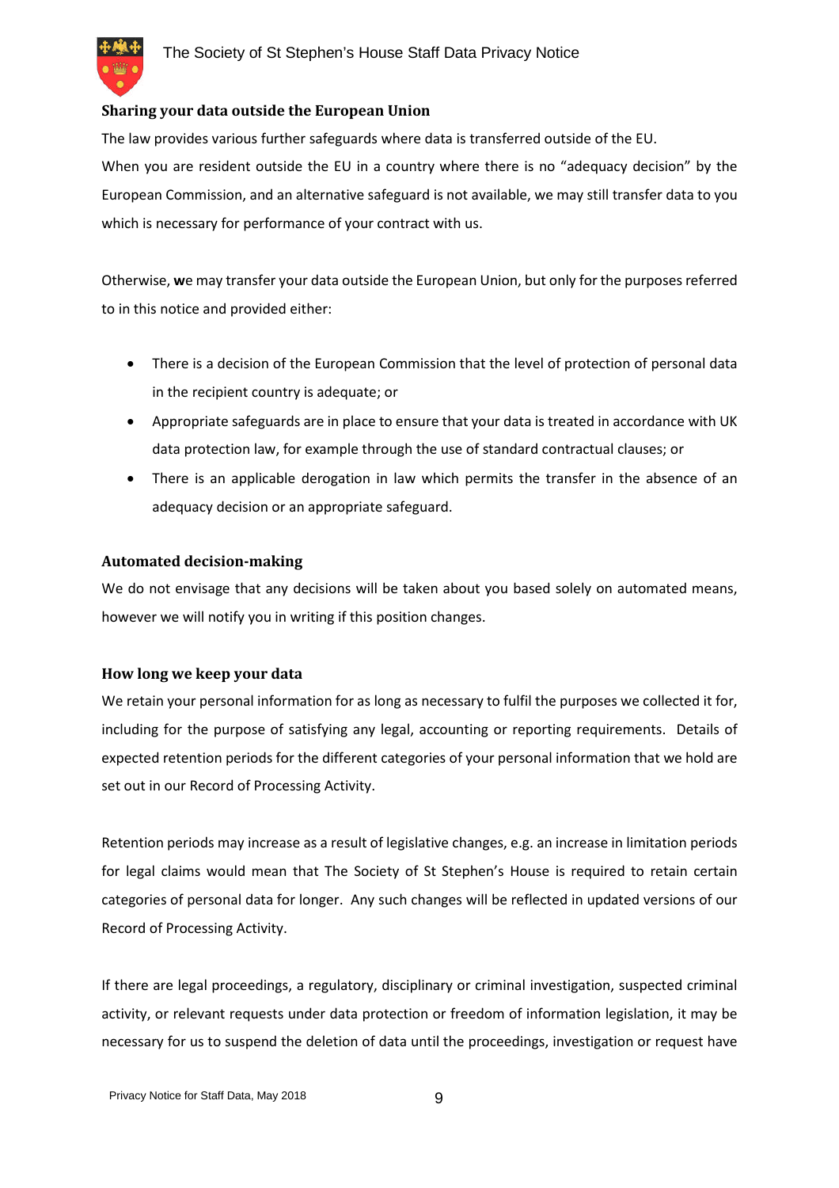### Sharing your data outside the European Union

The law provides various further safeguards where data is transferred outside of the EU.

When you are resident outside the EU in a country where there is no “adequacy decision” by the European Commission, and an alternative safeguard is not available, we may still transfer data to you which is necessary for performance of your contract with us.

Otherwise, **w**e may transfer your data outside the European Union, but only for the purposes referred to in this notice and provided either:

- There is a decision of the European Commission that the level of protection of personal data in the recipient country is adequate; or
- Appropriate safeguards are in place to ensure that your data is treated in accordance with UK data protection law, for example through the use of standard contractual clauses; or
- There is an applicable derogation in law which permits the transfer in the absence of an adequacy decision or an appropriate safeguard.

### Automated decision-making

We do not envisage that any decisions will be taken about you based solely on automated means, however we will notify you in writing if this position changes.

### How long we keep your data

We retain your personal information for as long as necessary to fulfil the purposes we collected it for, including for the purpose of satisfying any legal, accounting or reporting requirements. Details of expected retention periods for the different categories of your personal information that we hold are set out in our Record of Processing Activity.

Retention periods may increase as a result of legislative changes, e.g. an increase in limitation periods for legal claims would mean that The Society of St Stephen’s House is required to retain certain categories of personal data for longer. Any such changes will be reflected in updated versions of our Record of Processing Activity.

If there are legal proceedings, a regulatory, disciplinary or criminal investigation, suspected criminal activity, or relevant requests under data protection or freedom of information legislation, it may be necessary for us to suspend the deletion of data until the proceedings, investigation or request have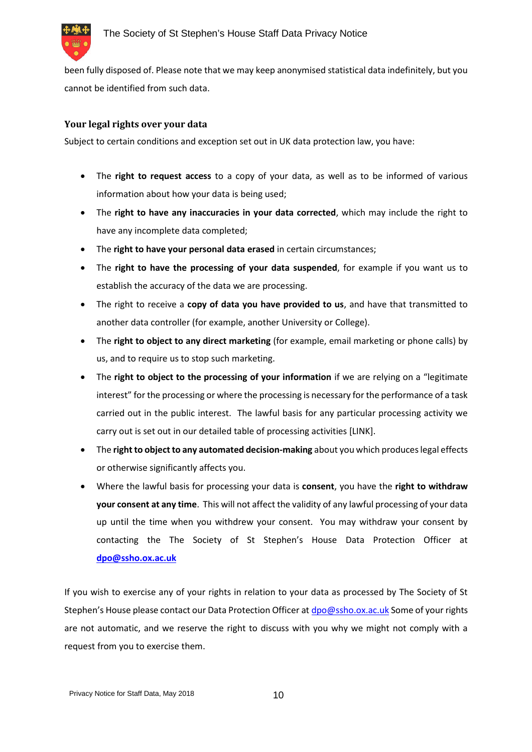been fully disposed of. Please note that we may keep anonymised statistical data indefinitely, but you cannot be identified from such data.

### Your legal rights over your data

Subject to certain conditions and exception set out in UK data protection law, you have:

- The **right to request access** to a copy of your data, as well as to be informed of various information about how your data is being used;
- The **right to have any inaccuracies in your data corrected**, which may include the right to have any incomplete data completed;
- The **right to have your personal data erased** in certain circumstances;
- The **right to have the processing of your data suspended**, for example if you want us to establish the accuracy of the data we are processing.
- The right to receive a **copy of data you have provided to us**, and have that transmitted to another data controller (for example, another University or College).
- The **right to object to any direct marketing** (for example, email marketing or phone calls) by us, and to require us to stop such marketing.
- The **right to object to the processing of your information** if we are relying on a "legitimate interest" for the processing or where the processing is necessary for the performance of a task carried out in the public interest. The lawful basis for any particular processing activity we carry out is set out in our detailed table of processing activities [LINK].
- The **right to object to any automated decision-making** about you which produces legal effects or otherwise significantly affects you.
- Where the lawful basis for processing your data is **consent**, you have the **right to withdraw your consent at any time**. This will not affect the validity of any lawful processing of your data up until the time when you withdrew your consent. You may withdraw your consent by contacting the The Society of St Stephen's House Data Protection Officer at **dpo@ssho.ox.ac.uk**

If you wish to exercise any of your rights in relation to your data as processed by The Society of St Stephen's House please contact our Data Protection Officer at dpo@ssho.ox.ac.uk Some of your rights are not automatic, and we reserve the right to discuss with you why we might not comply with a request from you to exercise them.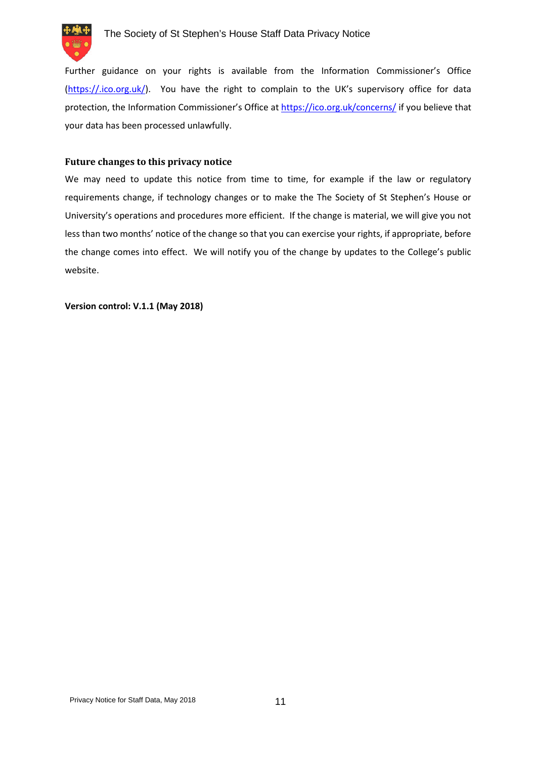Further guidance on your rights is available from the Information Commissioner's Office (https://.ico.org.uk/). You have the right to complain to the UK's supervisory office for data protection, the Information Commissioner's Office at https://ico.org.uk/concerns/ if you believe that your data has been processed unlawfully.

### Future changes to this privacy notice

We may need to update this notice from time to time, for example if the law or regulatory requirements change, if technology changes or to make the The Society of St Stephen's House or University's operations and procedures more efficient. If the change is material, we will give you not less than two months' notice of the change so that you can exercise your rights, if appropriate, before the change comes into effect. We will notify you of the change by updates to the College's public website.

**Version control: V.1.1 (May 2018)**